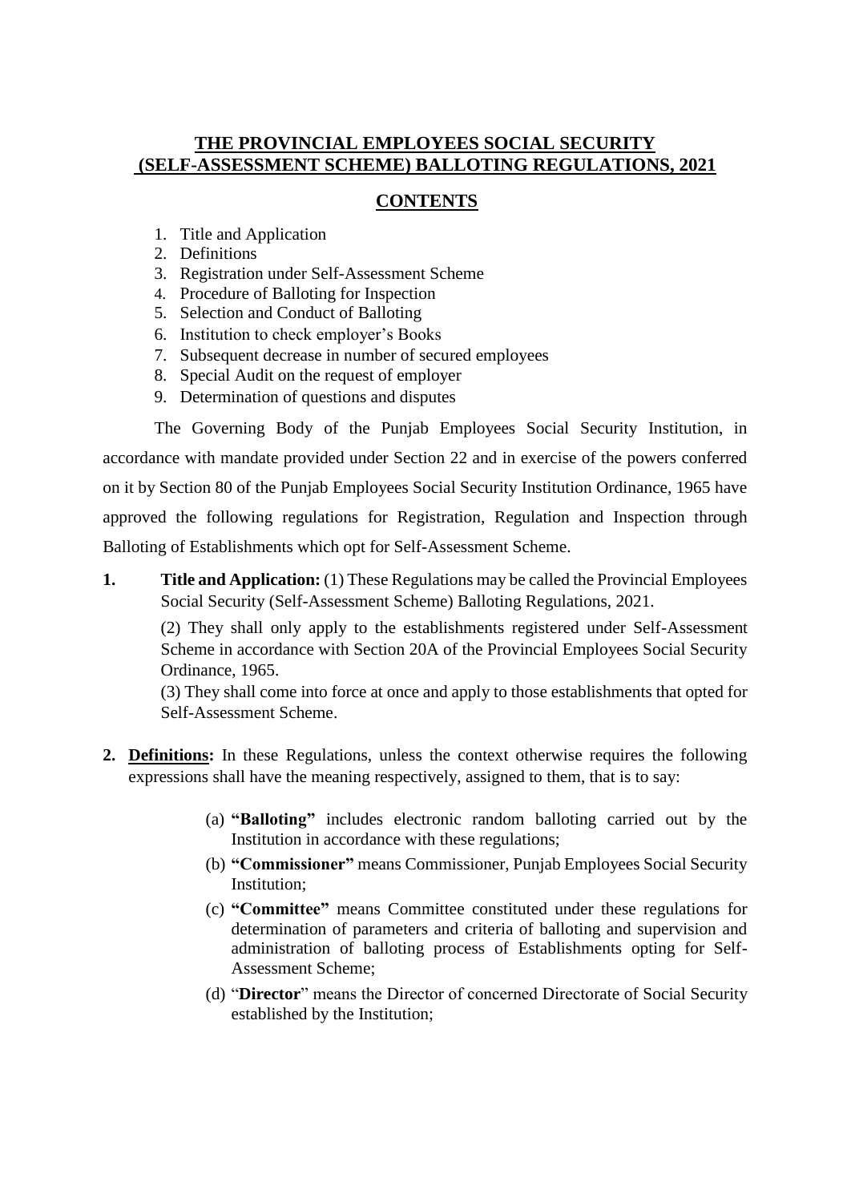# THE PROVINCIAL EMPLOYEES SOCIAL SECURITY (SELF-ASSESSMENT SCHEME) BALLOTING REGULATIONS, 2021

## CONTENTS

1. Title and Application
2. Definitions
3. Registration under Self-Assessment Scheme
4. Procedure of Balloting for Inspection
5. Selection and Conduct of Balloting
6. Institution to check employer's Books
7. Subsequent decrease in number of secured employees
8. Special Audit on the request of employer
9. Determination of questions and disputes

The Governing Body of the Punjab Employees Social Security Institution, in accordance with mandate provided under Section 22 and in exercise of the powers conferred on it by Section 80 of the Punjab Employees Social Security Institution Ordinance, 1965 have approved the following regulations for Registration, Regulation and Inspection through Balloting of Establishments which opt for Self-Assessment Scheme.

**1. Title and Application:** (1) These Regulations may be called the Provincial Employees Social Security (Self-Assessment Scheme) Balloting Regulations, 2021.

(2) They shall only apply to the establishments registered under Self-Assessment Scheme in accordance with Section 20A of the Provincial Employees Social Security Ordinance, 1965.

(3) They shall come into force at once and apply to those establishments that opted for Self-Assessment Scheme.

**2. Definitions:** In these Regulations, unless the context otherwise requires the following expressions shall have the meaning respectively, assigned to them, that is to say:

(a) **"Balloting"** includes electronic random balloting carried out by the Institution in accordance with these regulations;

(b) **"Commissioner"** means Commissioner, Punjab Employees Social Security Institution;

(c) **"Committee"** means Committee constituted under these regulations for determination of parameters and criteria of balloting and supervision and administration of balloting process of Establishments opting for Self-Assessment Scheme;

(d) "**Director**" means the Director of concerned Directorate of Social Security established by the Institution;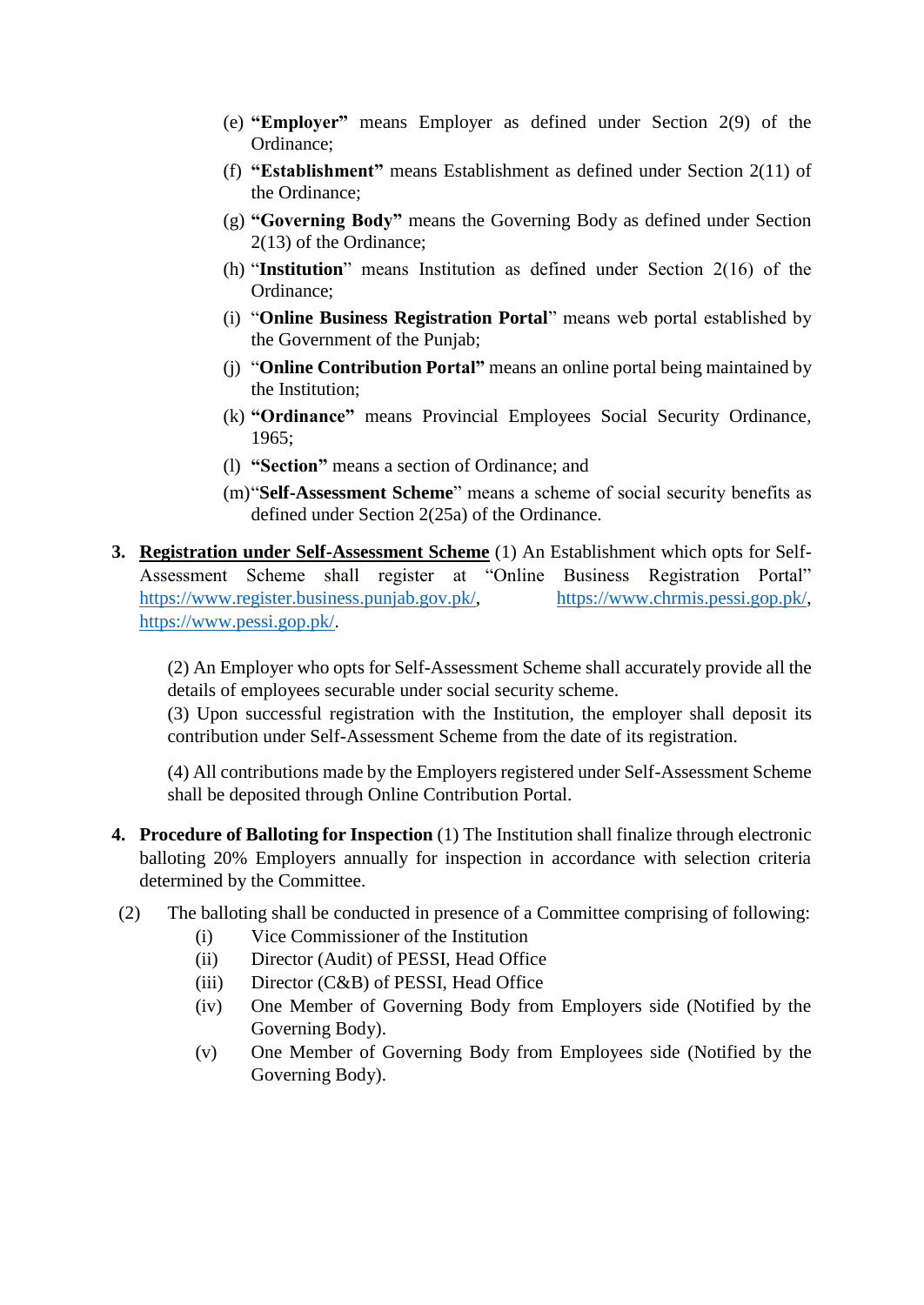(e) **"Employer"** means Employer as defined under Section 2(9) of the Ordinance;

(f) **"Establishment"** means Establishment as defined under Section 2(11) of the Ordinance;

(g) **"Governing Body"** means the Governing Body as defined under Section 2(13) of the Ordinance;

(h) "**Institution**" means Institution as defined under Section 2(16) of the Ordinance;

(i) "**Online Business Registration Portal**" means web portal established by the Government of the Punjab;

(j) "**Online Contribution Portal"** means an online portal being maintained by the Institution;

(k) **"Ordinance"** means Provincial Employees Social Security Ordinance, 1965;

(l) **"Section"** means a section of Ordinance; and

(m) "**Self-Assessment Scheme**" means a scheme of social security benefits as defined under Section 2(25a) of the Ordinance.

**3. <u>Registration under Self-Assessment Scheme</u>** (1) An Establishment which opts for Self-Assessment Scheme shall register at "Online Business Registration Portal" https://www.register.business.punjab.gov.pk/, https://www.chrmis.pessi.gop.pk/, https://www.pessi.gop.pk/.

(2) An Employer who opts for Self-Assessment Scheme shall accurately provide all the details of employees securable under social security scheme.

(3) Upon successful registration with the Institution, the employer shall deposit its contribution under Self-Assessment Scheme from the date of its registration.

(4) All contributions made by the Employers registered under Self-Assessment Scheme shall be deposited through Online Contribution Portal.

**4. Procedure of Balloting for Inspection** (1) The Institution shall finalize through electronic balloting 20% Employers annually for inspection in accordance with selection criteria determined by the Committee.

(2) The balloting shall be conducted in presence of a Committee comprising of following:

- (i) Vice Commissioner of the Institution
- (ii) Director (Audit) of PESSI, Head Office
- (iii) Director (C&B) of PESSI, Head Office
- (iv) One Member of Governing Body from Employers side (Notified by the Governing Body).
- (v) One Member of Governing Body from Employees side (Notified by the Governing Body).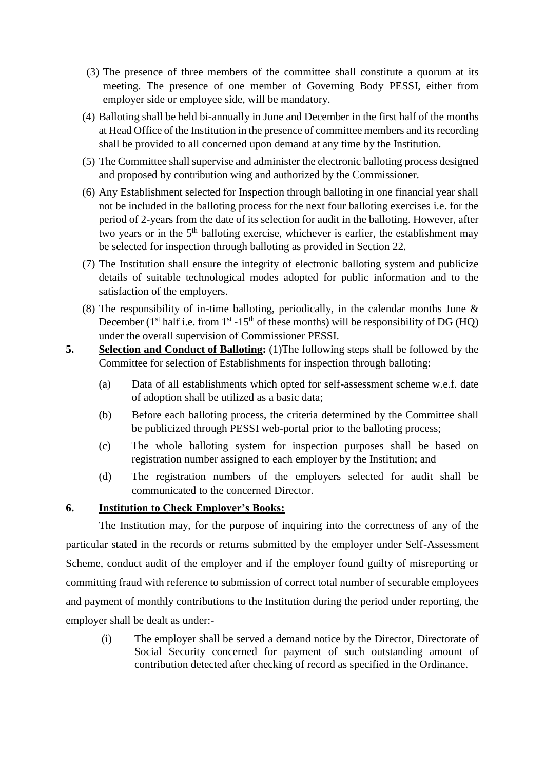(3) The presence of three members of the committee shall constitute a quorum at its meeting. The presence of one member of Governing Body PESSI, either from employer side or employee side, will be mandatory.

(4) Balloting shall be held bi-annually in June and December in the first half of the months at Head Office of the Institution in the presence of committee members and its recording shall be provided to all concerned upon demand at any time by the Institution.

(5) The Committee shall supervise and administer the electronic balloting process designed and proposed by contribution wing and authorized by the Commissioner.

(6) Any Establishment selected for Inspection through balloting in one financial year shall not be included in the balloting process for the next four balloting exercises i.e. for the period of 2-years from the date of its selection for audit in the balloting. However, after two years or in the 5th balloting exercise, whichever is earlier, the establishment may be selected for inspection through balloting as provided in Section 22.

(7) The Institution shall ensure the integrity of electronic balloting system and publicize details of suitable technological modes adopted for public information and to the satisfaction of the employers.

(8) The responsibility of in-time balloting, periodically, in the calendar months June & December (1st half i.e. from 1st -15th of these months) will be responsibility of DG (HQ) under the overall supervision of Commissioner PESSI.

**5. Selection and Conduct of Balloting:** (1)The following steps shall be followed by the Committee for selection of Establishments for inspection through balloting:

(a) Data of all establishments which opted for self-assessment scheme w.e.f. date of adoption shall be utilized as a basic data;

(b) Before each balloting process, the criteria determined by the Committee shall be publicized through PESSI web-portal prior to the balloting process;

(c) The whole balloting system for inspection purposes shall be based on registration number assigned to each employer by the Institution; and

(d) The registration numbers of the employers selected for audit shall be communicated to the concerned Director.

**6. Institution to Check Employer's Books:**

The Institution may, for the purpose of inquiring into the correctness of any of the particular stated in the records or returns submitted by the employer under Self-Assessment Scheme, conduct audit of the employer and if the employer found guilty of misreporting or committing fraud with reference to submission of correct total number of securable employees and payment of monthly contributions to the Institution during the period under reporting, the employer shall be dealt as under:-

(i) The employer shall be served a demand notice by the Director, Directorate of Social Security concerned for payment of such outstanding amount of contribution detected after checking of record as specified in the Ordinance.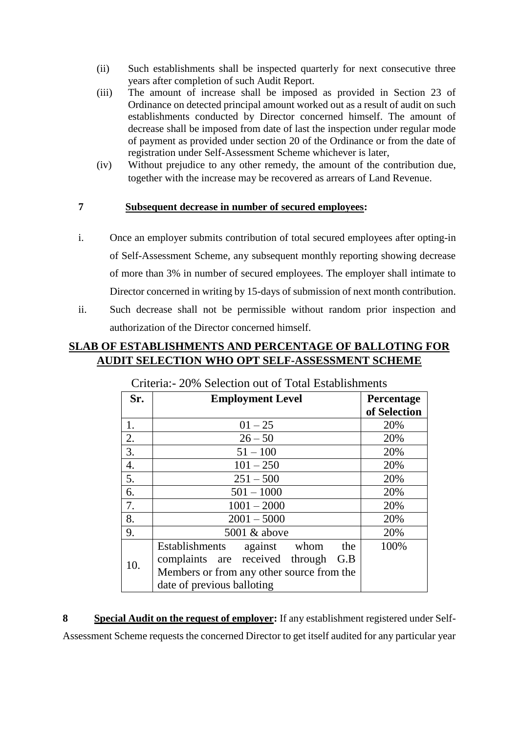(ii) Such establishments shall be inspected quarterly for next consecutive three years after completion of such Audit Report.

(iii) The amount of increase shall be imposed as provided in Section 23 of Ordinance on detected principal amount worked out as a result of audit on such establishments conducted by Director concerned himself. The amount of decrease shall be imposed from date of last the inspection under regular mode of payment as provided under section 20 of the Ordinance or from the date of registration under Self-Assessment Scheme whichever is later,

(iv) Without prejudice to any other remedy, the amount of the contribution due, together with the increase may be recovered as arrears of Land Revenue.

**7 Subsequent decrease in number of secured employees:**

i. Once an employer submits contribution of total secured employees after opting-in of Self-Assessment Scheme, any subsequent monthly reporting showing decrease of more than 3% in number of secured employees. The employer shall intimate to Director concerned in writing by 15-days of submission of next month contribution.

ii. Such decrease shall not be permissible without random prior inspection and authorization of the Director concerned himself.

## SLAB OF ESTABLISHMENTS AND PERCENTAGE OF BALLOTING FOR AUDIT SELECTION WHO OPT SELF-ASSESSMENT SCHEME

Criteria:- 20% Selection out of Total Establishments

| Sr. | Employment Level | Percentage of Selection |
|---|---|---|
| 1. | 01 – 25 | 20% |
| 2. | 26 – 50 | 20% |
| 3. | 51 – 100 | 20% |
| 4. | 101 – 250 | 20% |
| 5. | 251 – 500 | 20% |
| 6. | 501 – 1000 | 20% |
| 7. | 1001 – 2000 | 20% |
| 8. | 2001 – 5000 | 20% |
| 9. | 5001 & above | 20% |
| 10. | Establishments against whom the complaints are received through G.B Members or from any other source from the date of previous balloting | 100% |

**8 Special Audit on the request of employer:** If any establishment registered under Self-Assessment Scheme requests the concerned Director to get itself audited for any particular year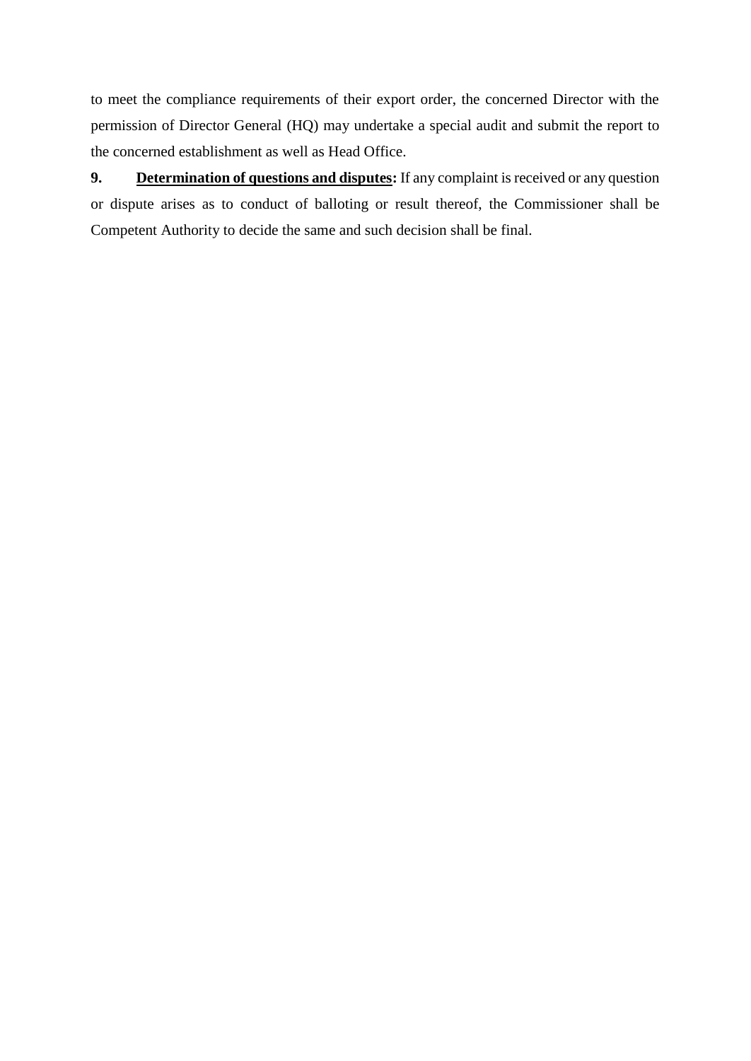to meet the compliance requirements of their export order, the concerned Director with the permission of Director General (HQ) may undertake a special audit and submit the report to the concerned establishment as well as Head Office.

**9.** **<u>Determination of questions and disputes</u>:** If any complaint is received or any question or dispute arises as to conduct of balloting or result thereof, the Commissioner shall be Competent Authority to decide the same and such decision shall be final.